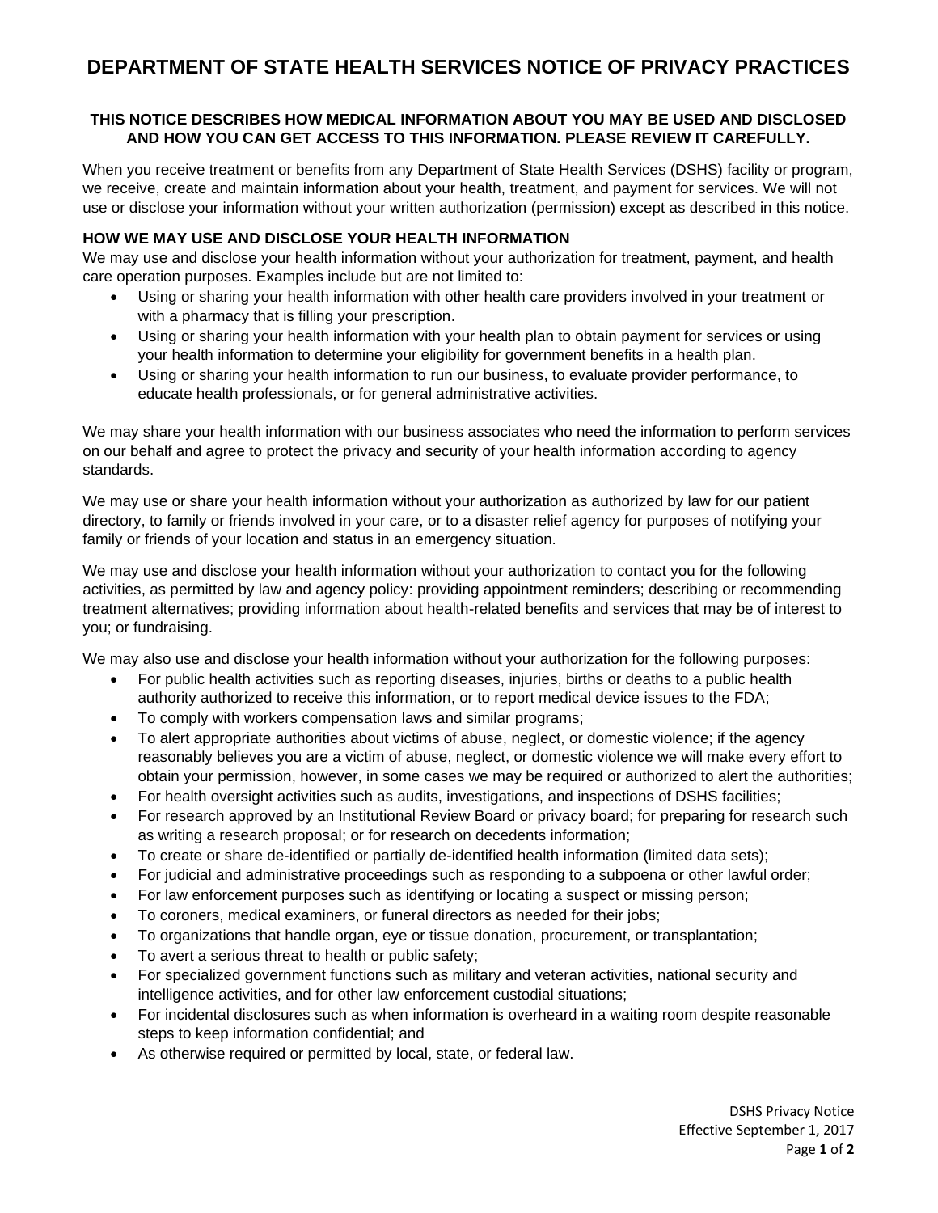# DEPARTMENT OF STATE HEALTH SERVICES NOTICE OF PRIVACY PRACTICES

**THIS NOTICE DESCRIBES HOW MEDICAL INFORMATION ABOUT YOU MAY BE USED AND DISCLOSED AND HOW YOU CAN GET ACCESS TO THIS INFORMATION. PLEASE REVIEW IT CAREFULLY.**

When you receive treatment or benefits from any Department of State Health Services (DSHS) facility or program, we receive, create and maintain information about your health, treatment, and payment for services. We will not use or disclose your information without your written authorization (permission) except as described in this notice.

## HOW WE MAY USE AND DISCLOSE YOUR HEALTH INFORMATION

We may use and disclose your health information without your authorization for treatment, payment, and health care operation purposes. Examples include but are not limited to:

- Using or sharing your health information with other health care providers involved in your treatment or with a pharmacy that is filling your prescription.
- Using or sharing your health information with your health plan to obtain payment for services or using your health information to determine your eligibility for government benefits in a health plan.
- Using or sharing your health information to run our business, to evaluate provider performance, to educate health professionals, or for general administrative activities.

We may share your health information with our business associates who need the information to perform services on our behalf and agree to protect the privacy and security of your health information according to agency standards.

We may use or share your health information without your authorization as authorized by law for our patient directory, to family or friends involved in your care, or to a disaster relief agency for purposes of notifying your family or friends of your location and status in an emergency situation.

We may use and disclose your health information without your authorization to contact you for the following activities, as permitted by law and agency policy: providing appointment reminders; describing or recommending treatment alternatives; providing information about health-related benefits and services that may be of interest to you; or fundraising.

We may also use and disclose your health information without your authorization for the following purposes:

- For public health activities such as reporting diseases, injuries, births or deaths to a public health authority authorized to receive this information, or to report medical device issues to the FDA;
- To comply with workers compensation laws and similar programs;
- To alert appropriate authorities about victims of abuse, neglect, or domestic violence; if the agency reasonably believes you are a victim of abuse, neglect, or domestic violence we will make every effort to obtain your permission, however, in some cases we may be required or authorized to alert the authorities;
- For health oversight activities such as audits, investigations, and inspections of DSHS facilities;
- For research approved by an Institutional Review Board or privacy board; for preparing for research such as writing a research proposal; or for research on decedents information;
- To create or share de-identified or partially de-identified health information (limited data sets);
- For judicial and administrative proceedings such as responding to a subpoena or other lawful order;
- For law enforcement purposes such as identifying or locating a suspect or missing person;
- To coroners, medical examiners, or funeral directors as needed for their jobs;
- To organizations that handle organ, eye or tissue donation, procurement, or transplantation;
- To avert a serious threat to health or public safety;
- For specialized government functions such as military and veteran activities, national security and intelligence activities, and for other law enforcement custodial situations;
- For incidental disclosures such as when information is overheard in a waiting room despite reasonable steps to keep information confidential; and
- As otherwise required or permitted by local, state, or federal law.

DSHS Privacy Notice
Effective September 1, 2017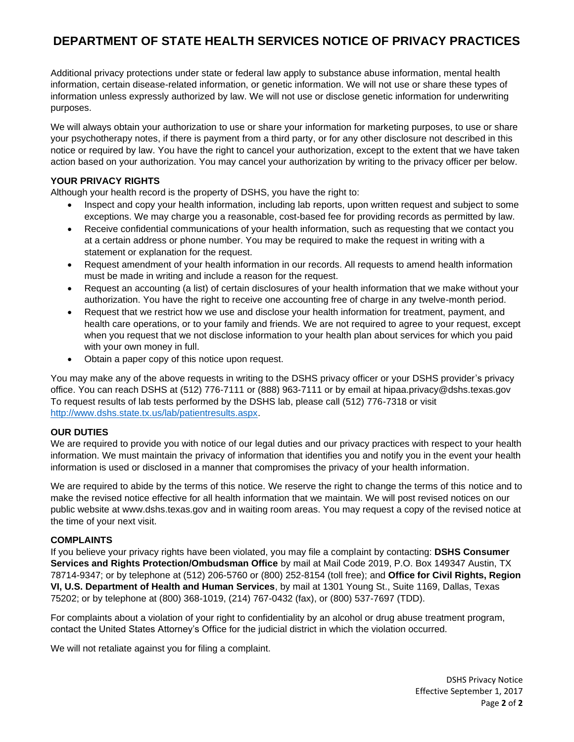# DEPARTMENT OF STATE HEALTH SERVICES NOTICE OF PRIVACY PRACTICES

Additional privacy protections under state or federal law apply to substance abuse information, mental health information, certain disease-related information, or genetic information. We will not use or share these types of information unless expressly authorized by law. We will not use or disclose genetic information for underwriting purposes.

We will always obtain your authorization to use or share your information for marketing purposes, to use or share your psychotherapy notes, if there is payment from a third party, or for any other disclosure not described in this notice or required by law. You have the right to cancel your authorization, except to the extent that we have taken action based on your authorization. You may cancel your authorization by writing to the privacy officer per below.

**YOUR PRIVACY RIGHTS**

Although your health record is the property of DSHS, you have the right to:

- Inspect and copy your health information, including lab reports, upon written request and subject to some exceptions. We may charge you a reasonable, cost-based fee for providing records as permitted by law.
- Receive confidential communications of your health information, such as requesting that we contact you at a certain address or phone number. You may be required to make the request in writing with a statement or explanation for the request.
- Request amendment of your health information in our records. All requests to amend health information must be made in writing and include a reason for the request.
- Request an accounting (a list) of certain disclosures of your health information that we make without your authorization. You have the right to receive one accounting free of charge in any twelve-month period.
- Request that we restrict how we use and disclose your health information for treatment, payment, and health care operations, or to your family and friends. We are not required to agree to your request, except when you request that we not disclose information to your health plan about services for which you paid with your own money in full.
- Obtain a paper copy of this notice upon request.

You may make any of the above requests in writing to the DSHS privacy officer or your DSHS provider's privacy office. You can reach DSHS at (512) 776-7111 or (888) 963-7111 or by email at hipaa.privacy@dshs.texas.gov To request results of lab tests performed by the DSHS lab, please call (512) 776-7318 or visit [http://www.dshs.state.tx.us/lab/patientresults.aspx](http://www.dshs.state.tx.us/lab/patientresults.aspx).

**OUR DUTIES**

We are required to provide you with notice of our legal duties and our privacy practices with respect to your health information. We must maintain the privacy of information that identifies you and notify you in the event your health information is used or disclosed in a manner that compromises the privacy of your health information.

We are required to abide by the terms of this notice. We reserve the right to change the terms of this notice and to make the revised notice effective for all health information that we maintain. We will post revised notices on our public website at www.dshs.texas.gov and in waiting room areas. You may request a copy of the revised notice at the time of your next visit.

**COMPLAINTS**

If you believe your privacy rights have been violated, you may file a complaint by contacting: **DSHS Consumer Services and Rights Protection/Ombudsman Office** by mail at Mail Code 2019, P.O. Box 149347 Austin, TX 78714-9347; or by telephone at (512) 206-5760 or (800) 252-8154 (toll free); and **Office for Civil Rights, Region VI, U.S. Department of Health and Human Services**, by mail at 1301 Young St., Suite 1169, Dallas, Texas 75202; or by telephone at (800) 368-1019, (214) 767-0432 (fax), or (800) 537-7697 (TDD).

For complaints about a violation of your right to confidentiality by an alcohol or drug abuse treatment program, contact the United States Attorney's Office for the judicial district in which the violation occurred.

We will not retaliate against you for filing a complaint.

DSHS Privacy Notice
Effective September 1, 2017